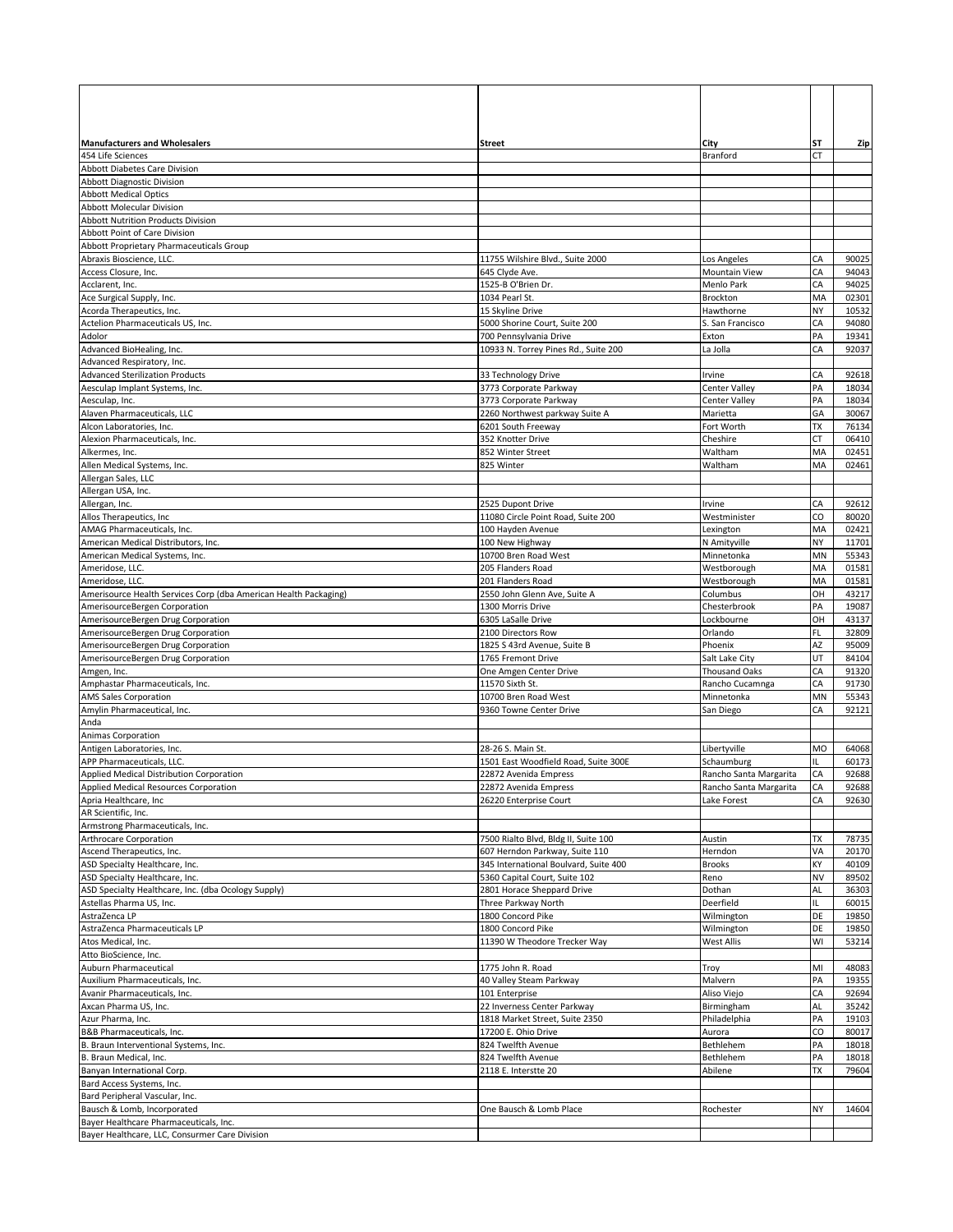| Manufacturers and Wholesalers | Street | City | ST | Zip |
|---|---|---|---|---|
| 454 Life Sciences | | Branford | CT | |
| Abbott Diabetes Care Division | | | | |
| Abbott Diagnostic Division | | | | |
| Abbott Medical Optics | | | | |
| Abbott Molecular Division | | | | |
| Abbott Nutrition Products Division | | | | |
| Abbott Point of Care Division | | | | |
| Abbott Proprietary Pharmaceuticals Group | | | | |
| Abraxis Bioscience, LLC. | 11755 Wilshire Blvd., Suite 2000 | Los Angeles | CA | 90025 |
| Access Closure, Inc. | 645 Clyde Ave. | Mountain View | CA | 94043 |
| Acclarent, Inc. | 1525-B O'Brien Dr. | Menlo Park | CA | 94025 |
| Ace Surgical Supply, Inc. | 1034 Pearl St. | Brockton | MA | 02301 |
| Acorda Therapeutics, Inc. | 15 Skyline Drive | Hawthorne | NY | 10532 |
| Actelion Pharmaceuticals US, Inc. | 5000 Shorine Court, Suite 200 | S. San Francisco | CA | 94080 |
| Adolor | 700 Pennsylvania Drive | Exton | PA | 19341 |
| Advanced BioHealing, Inc. | 10933 N. Torrey Pines Rd., Suite 200 | La Jolla | CA | 92037 |
| Advanced Respiratory, Inc. | | | | |
| Advanced Sterilization Products | 33 Technology Drive | Irvine | CA | 92618 |
| Aesculap Implant Systems, Inc. | 3773 Corporate Parkway | Center Valley | PA | 18034 |
| Aesculap, Inc. | 3773 Corporate Parkway | Center Valley | PA | 18034 |
| Alaven Pharmaceuticals, LLC | 2260 Northwest parkway Suite A | Marietta | GA | 30067 |
| Alcon Laboratories, Inc. | 6201 South Freeway | Fort Worth | TX | 76134 |
| Alexion Pharmaceuticals, Inc. | 352 Knotter Drive | Cheshire | CT | 06410 |
| Alkermes, Inc. | 852 Winter Street | Waltham | MA | 02451 |
| Allen Medical Systems, Inc. | 825 Winter | Waltham | MA | 02461 |
| Allergan Sales, LLC | | | | |
| Allergan USA, Inc. | | | | |
| Allergan, Inc. | 2525 Dupont Drive | Irvine | CA | 92612 |
| Allos Therapeutics, Inc | 11080 Circle Point Road, Suite 200 | Westminister | CO | 80020 |
| AMAG Pharmaceuticals, Inc. | 100 Hayden Avenue | Lexington | MA | 02421 |
| American Medical Distributors, Inc. | 100 New Highway | N Amityville | NY | 11701 |
| American Medical Systems, Inc. | 10700 Bren Road West | Minnetonka | MN | 55343 |
| Ameridose, LLC. | 205 Flanders Road | Westborough | MA | 01581 |
| Ameridose, LLC. | 201 Flanders Road | Westborough | MA | 01581 |
| Amerisource Health Services Corp (dba American Health Packaging) | 2550 John Glenn Ave, Suite A | Columbus | OH | 43217 |
| AmerisourceBergen Corporation | 1300 Morris Drive | Chesterbrook | PA | 19087 |
| AmerisourceBergen Drug Corporation | 6305 LaSalle Drive | Lockbourne | OH | 43137 |
| AmerisourceBergen Drug Corporation | 2100 Directors Row | Orlando | FL | 32809 |
| AmerisourceBergen Drug Corporation | 1825 S 43rd Avenue, Suite B | Phoenix | AZ | 95009 |
| AmerisourceBergen Drug Corporation | 1765 Fremont Drive | Salt Lake City | UT | 84104 |
| Amgen, Inc. | One Amgen Center Drive | Thousand Oaks | CA | 91320 |
| Amphastar Pharmaceuticals, Inc. | 11570 Sixth St. | Rancho Cucamnga | CA | 91730 |
| AMS Sales Corporation | 10700 Bren Road West | Minnetonka | MN | 55343 |
| Amylin Pharmaceutical, Inc. | 9360 Towne Center Drive | San Diego | CA | 92121 |
| Anda | | | | |
| Animas Corporation | | | | |
| Antigen Laboratories, Inc. | 28-26 S. Main St. | Libertyville | MO | 64068 |
| APP Pharmaceuticals, LLC. | 1501 East Woodfield Road, Suite 300E | Schaumburg | IL | 60173 |
| Applied Medical Distribution Corporation | 22872 Avenida Empress | Rancho Santa Margarita | CA | 92688 |
| Applied Medical Resources Corporation | 22872 Avenida Empress | Rancho Santa Margarita | CA | 92688 |
| Apria Healthcare, Inc | 26220 Enterprise Court | Lake Forest | CA | 92630 |
| AR Scientific, Inc. | | | | |
| Armstrong Pharmaceuticals, Inc. | | | | |
| Arthrocare Corporation | 7500 Rialto Blvd, Bldg II, Suite 100 | Austin | TX | 78735 |
| Ascend Therapeutics, Inc. | 607 Herndon Parkway, Suite 110 | Herndon | VA | 20170 |
| ASD Specialty Healthcare, Inc. | 345 International Boulvard, Suite 400 | Brooks | KY | 40109 |
| ASD Specialty Healthcare, Inc. | 5360 Capital Court, Suite 102 | Reno | NV | 89502 |
| ASD Specialty Healthcare, Inc. (dba Ocology Supply) | 2801 Horace Sheppard Drive | Dothan | AL | 36303 |
| Astellas Pharma US, Inc. | Three Parkway North | Deerfield | IL | 60015 |
| AstraZenca LP | 1800 Concord Pike | Wilmington | DE | 19850 |
| AstraZenca Pharmaceuticals LP | 1800 Concord Pike | Wilmington | DE | 19850 |
| Atos Medical, Inc. | 11390 W Theodore Trecker Way | West Allis | WI | 53214 |
| Atto BioScience, Inc. | | | | |
| Auburn Pharmaceutical | 1775 John R. Road | Troy | MI | 48083 |
| Auxilium Pharmaceuticals, Inc. | 40 Valley Steam Parkway | Malvern | PA | 19355 |
| Avanir Pharmaceuticals, Inc. | 101 Enterprise | Aliso Viejo | CA | 92694 |
| Axcan Pharma US, Inc. | 22 Inverness Center Parkway | Birmingham | AL | 35242 |
| Azur Pharma, Inc. | 1818 Market Street, Suite 2350 | Philadelphia | PA | 19103 |
| B&B Pharmaceuticals, Inc. | 17200 E. Ohio Drive | Aurora | CO | 80017 |
| B. Braun Interventional Systems, Inc. | 824 Twelfth Avenue | Bethlehem | PA | 18018 |
| B. Braun Medical, Inc. | 824 Twelfth Avenue | Bethlehem | PA | 18018 |
| Banyan International Corp. | 2118 E. Interstte 20 | Abilene | TX | 79604 |
| Bard Access Systems, Inc. | | | | |
| Bard Peripheral Vascular, Inc. | | | | |
| Bausch & Lomb, Incorporated | One Bausch & Lomb Place | Rochester | NY | 14604 |
| Bayer Healthcare Pharmaceuticals, Inc. | | | | |
| Bayer Healthcare, LLC, Consurmer Care Division | | | | |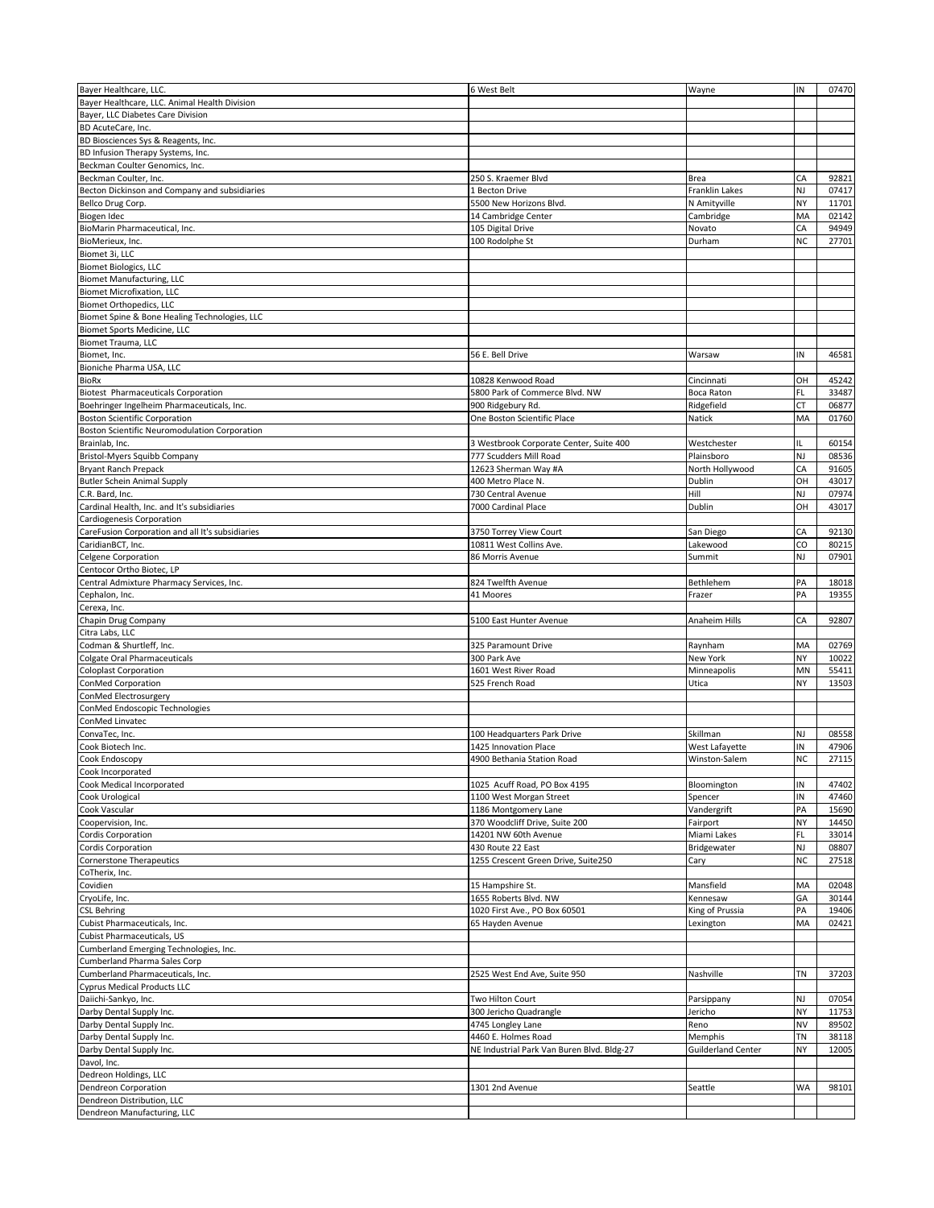| | | | | |
|---|---|---|---|---|
| Bayer Healthcare, LLC. | 6 West Belt | Wayne | IN | 07470 |
| Bayer Healthcare, LLC. Animal Health Division | | | | |
| Bayer, LLC Diabetes Care Division | | | | |
| BD AcuteCare, Inc. | | | | |
| BD Biosciences Sys & Reagents, Inc. | | | | |
| BD Infusion Therapy Systems, Inc. | | | | |
| Beckman Coulter Genomics, Inc. | | | | |
| Beckman Coulter, Inc. | 250 S. Kraemer Blvd | Brea | CA | 92821 |
| Becton Dickinson and Company and subsidiaries | 1 Becton Drive | Franklin Lakes | NJ | 07417 |
| Bellco Drug Corp. | 5500 New Horizons Blvd. | N Amityville | NY | 11701 |
| Biogen Idec | 14 Cambridge Center | Cambridge | MA | 02142 |
| BioMarin Pharmaceutical, Inc. | 105 Digital Drive | Novato | CA | 94949 |
| BioMerieux, Inc. | 100 Rodolphe St | Durham | NC | 27701 |
| Biomet 3i, LLC | | | | |
| Biomet Biologics, LLC | | | | |
| Biomet Manufacturing, LLC | | | | |
| Biomet Microfixation, LLC | | | | |
| Biomet Orthopedics, LLC | | | | |
| Biomet Spine & Bone Healing Technologies, LLC | | | | |
| Biomet Sports Medicine, LLC | | | | |
| Biomet Trauma, LLC | | | | |
| Biomet, Inc. | 56 E. Bell Drive | Warsaw | IN | 46581 |
| Bioniche Pharma USA, LLC | | | | |
| BioRx | 10828 Kenwood Road | Cincinnati | OH | 45242 |
| Biotest Pharmaceuticals Corporation | 5800 Park of Commerce Blvd. NW | Boca Raton | FL | 33487 |
| Boehringer Ingelheim Pharmaceuticals, Inc. | 900 Ridgebury Rd. | Ridgefield | CT | 06877 |
| Boston Scientific Corporation | One Boston Scientific Place | Natick | MA | 01760 |
| Boston Scientific Neuromodulation Corporation | | | | |
| Brainlab, Inc. | 3 Westbrook Corporate Center, Suite 400 | Westchester | IL | 60154 |
| Bristol-Myers Squibb Company | 777 Scudders Mill Road | Plainsboro | NJ | 08536 |
| Bryant Ranch Prepack | 12623 Sherman Way #A | North Hollywood | CA | 91605 |
| Butler Schein Animal Supply | 400 Metro Place N. | Dublin | OH | 43017 |
| C.R. Bard, Inc. | 730 Central Avenue | Hill | NJ | 07974 |
| Cardinal Health, Inc. and It's subsidiaries | 7000 Cardinal Place | Dublin | OH | 43017 |
| Cardiogenesis Corporation | | | | |
| CareFusion Corporation and all It's subsidiaries | 3750 Torrey View Court | San Diego | CA | 92130 |
| CaridianBCT, Inc. | 10811 West Collins Ave. | Lakewood | CO | 80215 |
| Celgene Corporation | 86 Morris Avenue | Summit | NJ | 07901 |
| Centocor Ortho Biotec, LP | | | | |
| Central Admixture Pharmacy Services, Inc. | 824 Twelfth Avenue | Bethlehem | PA | 18018 |
| Cephalon, Inc. | 41 Moores | Frazer | PA | 19355 |
| Cerexa, Inc. | | | | |
| Chapin Drug Company | 5100 East Hunter Avenue | Anaheim Hills | CA | 92807 |
| Citra Labs, LLC | | | | |
| Codman & Shurtleff, Inc. | 325 Paramount Drive | Raynham | MA | 02769 |
| Colgate Oral Pharmaceuticals | 300 Park Ave | New York | NY | 10022 |
| Coloplast Corporation | 1601 West River Road | Minneapolis | MN | 55411 |
| ConMed Corporation | 525 French Road | Utica | NY | 13503 |
| ConMed Electrosurgery | | | | |
| ConMed Endoscopic Technologies | | | | |
| ConMed Linvatec | | | | |
| ConvaTec, Inc. | 100 Headquarters Park Drive | Skillman | NJ | 08558 |
| Cook Biotech Inc. | 1425 Innovation Place | West Lafayette | IN | 47906 |
| Cook Endoscopy | 4900 Bethania Station Road | Winston-Salem | NC | 27115 |
| Cook Incorporated | | | | |
| Cook Medical Incorporated | 1025 Acuff Road, PO Box 4195 | Bloomington | IN | 47402 |
| Cook Urological | 1100 West Morgan Street | Spencer | IN | 47460 |
| Cook Vascular | 1186 Montgomery Lane | Vandergrift | PA | 15690 |
| Coopervision, Inc. | 370 Woodcliff Drive, Suite 200 | Fairport | NY | 14450 |
| Cordis Corporation | 14201 NW 60th Avenue | Miami Lakes | FL | 33014 |
| Cordis Corporation | 430 Route 22 East | Bridgewater | NJ | 08807 |
| Cornerstone Therapeutics | 1255 Crescent Green Drive, Suite250 | Cary | NC | 27518 |
| CoTherix, Inc. | | | | |
| Covidien | 15 Hampshire St. | Mansfield | MA | 02048 |
| CryoLife, Inc. | 1655 Roberts Blvd. NW | Kennesaw | GA | 30144 |
| CSL Behring | 1020 First Ave., PO Box 60501 | King of Prussia | PA | 19406 |
| Cubist Pharmaceuticals, Inc. | 65 Hayden Avenue | Lexington | MA | 02421 |
| Cubist Pharmaceuticals, US | | | | |
| Cumberland Emerging Technologies, Inc. | | | | |
| Cumberland Pharma Sales Corp | | | | |
| Cumberland Pharmaceuticals, Inc. | 2525 West End Ave, Suite 950 | Nashville | TN | 37203 |
| Cyprus Medical Products LLC | | | | |
| Daiichi-Sankyo, Inc. | Two Hilton Court | Parsippany | NJ | 07054 |
| Darby Dental Supply Inc. | 300 Jericho Quadrangle | Jericho | NY | 11753 |
| Darby Dental Supply Inc. | 4745 Longley Lane | Reno | NV | 89502 |
| Darby Dental Supply Inc. | 4460 E. Holmes Road | Memphis | TN | 38118 |
| Darby Dental Supply Inc. | NE Industrial Park Van Buren Blvd. Bldg-27 | Guilderland Center | NY | 12005 |
| Davol, Inc. | | | | |
| Dedreon Holdings, LLC | | | | |
| Dendreon Corporation | 1301 2nd Avenue | Seattle | WA | 98101 |
| Dendreon Distribution, LLC | | | | |
| Dendreon Manufacturing, LLC | | | | |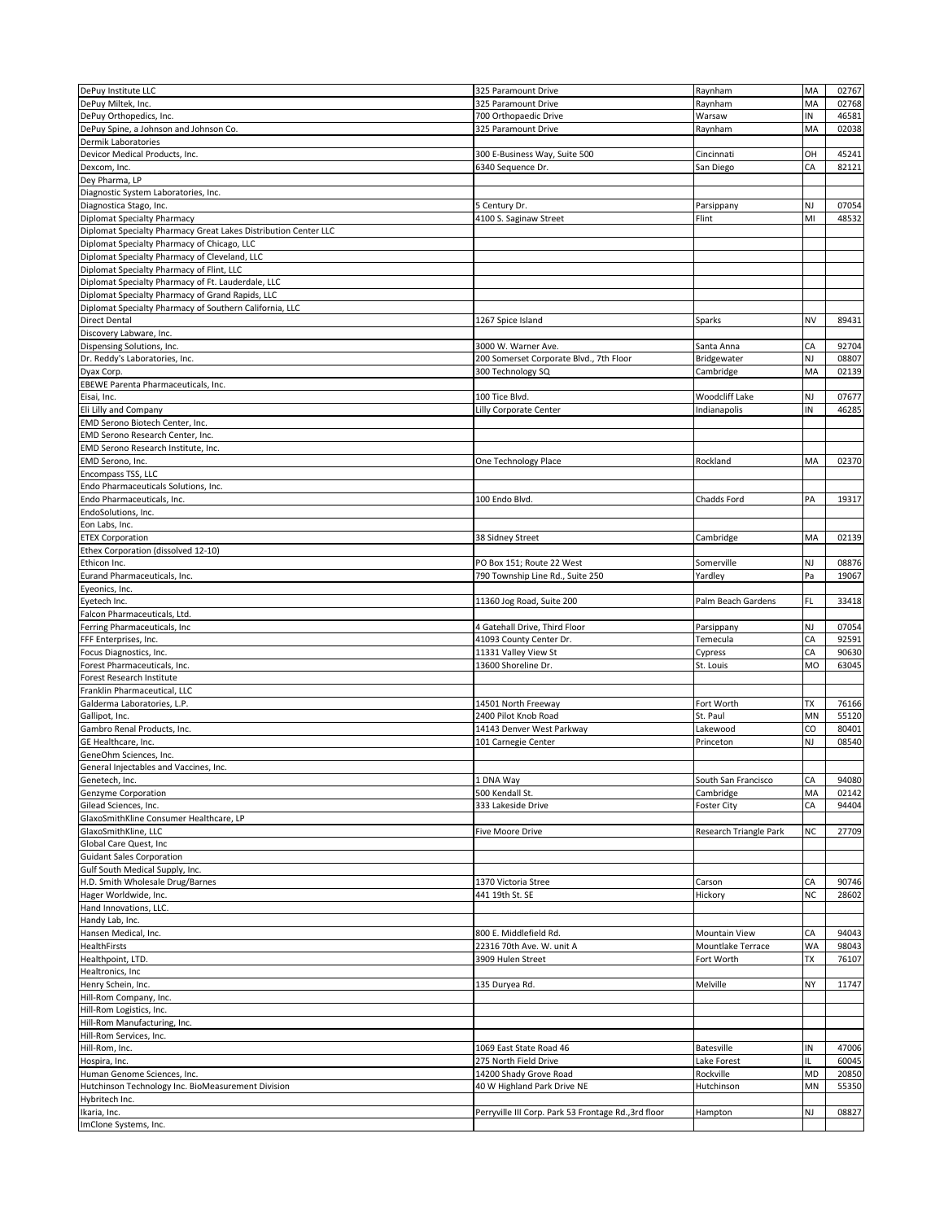| | | | | |
|---|---|---|---|---|
| DePuy Institute LLC | 325 Paramount Drive | Raynham | MA | 02767 |
| DePuy Miltek, Inc. | 325 Paramount Drive | Raynham | MA | 02768 |
| DePuy Orthopedics, Inc. | 700 Orthopaedic Drive | Warsaw | IN | 46581 |
| DePuy Spine, a Johnson and Johnson Co. | 325 Paramount Drive | Raynham | MA | 02038 |
| Dermik Laboratories | | | | |
| Devicor Medical Products, Inc. | 300 E-Business Way, Suite 500 | Cincinnati | OH | 45241 |
| Dexcom, Inc. | 6340 Sequence Dr. | San Diego | CA | 82121 |
| Dey Pharma, LP | | | | |
| Diagnostic System Laboratories, Inc. | | | | |
| Diagnostica Stago, Inc. | 5 Century Dr. | Parsippany | NJ | 07054 |
| Diplomat Specialty Pharmacy | 4100 S. Saginaw Street | Flint | MI | 48532 |
| Diplomat Specialty Pharmacy Great Lakes Distribution Center LLC | | | | |
| Diplomat Specialty Pharmacy of Chicago, LLC | | | | |
| Diplomat Specialty Pharmacy of Cleveland, LLC | | | | |
| Diplomat Specialty Pharmacy of Flint, LLC | | | | |
| Diplomat Specialty Pharmacy of Ft. Lauderdale, LLC | | | | |
| Diplomat Specialty Pharmacy of Grand Rapids, LLC | | | | |
| Diplomat Specialty Pharmacy of Southern California, LLC | | | | |
| Direct Dental | 1267 Spice Island | Sparks | NV | 89431 |
| Discovery Labware, Inc. | | | | |
| Dispensing Solutions, Inc. | 3000 W. Warner Ave. | Santa Anna | CA | 92704 |
| Dr. Reddy's Laboratories, Inc. | 200 Somerset Corporate Blvd., 7th Floor | Bridgewater | NJ | 08807 |
| Dyax Corp. | 300 Technology SQ | Cambridge | MA | 02139 |
| EBEWE Parenta Pharmaceuticals, Inc. | | | | |
| Eisai, Inc. | 100 Tice Blvd. | Woodcliff Lake | NJ | 07677 |
| Eli Lilly and Company | Lilly Corporate Center | Indianapolis | IN | 46285 |
| EMD Serono Biotech Center, Inc. | | | | |
| EMD Serono Research Center, Inc. | | | | |
| EMD Serono Research Institute, Inc. | | | | |
| EMD Serono, Inc. | One Technology Place | Rockland | MA | 02370 |
| Encompass TSS, LLC | | | | |
| Endo Pharmaceuticals Solutions, Inc. | | | | |
| Endo Pharmaceuticals, Inc. | 100 Endo Blvd. | Chadds Ford | PA | 19317 |
| EndoSolutions, Inc. | | | | |
| Eon Labs, Inc. | | | | |
| ETEX Corporation | 38 Sidney Street | Cambridge | MA | 02139 |
| Ethex Corporation (dissolved 12-10) | | | | |
| Ethicon Inc. | PO Box 151; Route 22 West | Somerville | NJ | 08876 |
| Eurand Pharmaceuticals, Inc. | 790 Township Line Rd., Suite 250 | Yardley | Pa | 19067 |
| Eyeonics, Inc. | | | | |
| Eyetech Inc. | 11360 Jog Road, Suite 200 | Palm Beach Gardens | FL | 33418 |
| Falcon Pharmaceuticals, Ltd. | | | | |
| Ferring Pharmaceuticals, Inc | 4 Gatehall Drive, Third Floor | Parsippany | NJ | 07054 |
| FFF Enterprises, Inc. | 41093 County Center Dr. | Temecula | CA | 92591 |
| Focus Diagnostics, Inc. | 11331 Valley View St | Cypress | CA | 90630 |
| Forest Pharmaceuticals, Inc. | 13600 Shoreline Dr. | St. Louis | MO | 63045 |
| Forest Research Institute | | | | |
| Franklin Pharmaceutical, LLC | | | | |
| Galderma Laboratories, L.P. | 14501 North Freeway | Fort Worth | TX | 76166 |
| Gallipot, Inc. | 2400 Pilot Knob Road | St. Paul | MN | 55120 |
| Gambro Renal Products, Inc. | 14143 Denver West Parkway | Lakewood | CO | 80401 |
| GE Healthcare, Inc. | 101 Carnegie Center | Princeton | NJ | 08540 |
| GeneOhm Sciences, Inc. | | | | |
| General Injectables and Vaccines, Inc. | | | | |
| Genetech, Inc. | 1 DNA Way | South San Francisco | CA | 94080 |
| Genzyme Corporation | 500 Kendall St. | Cambridge | MA | 02142 |
| Gilead Sciences, Inc. | 333 Lakeside Drive | Foster City | CA | 94404 |
| GlaxoSmithKline Consumer Healthcare, LP | | | | |
| GlaxoSmithKline, LLC | Five Moore Drive | Research Triangle Park | NC | 27709 |
| Global Care Quest, Inc | | | | |
| Guidant Sales Corporation | | | | |
| Gulf South Medical Supply, Inc. | | | | |
| H.D. Smith Wholesale Drug/Barnes | 1370 Victoria Stree | Carson | CA | 90746 |
| Hager Worldwide, Inc. | 441 19th St. SE | Hickory | NC | 28602 |
| Hand Innovations, LLC. | | | | |
| Handy Lab, Inc. | | | | |
| Hansen Medical, Inc. | 800 E. Middlefield Rd. | Mountain View | CA | 94043 |
| HealthFirsts | 22316 70th Ave. W. unit A | Mountlake Terrace | WA | 98043 |
| Healthpoint, LTD. | 3909 Hulen Street | Fort Worth | TX | 76107 |
| Healtronics, Inc | | | | |
| Henry Schein, Inc. | 135 Duryea Rd. | Melville | NY | 11747 |
| Hill-Rom Company, Inc. | | | | |
| Hill-Rom Logistics, Inc. | | | | |
| Hill-Rom Manufacturing, Inc. | | | | |
| Hill-Rom Services, Inc. | | | | |
| Hill-Rom, Inc. | 1069 East State Road 46 | Batesville | IN | 47006 |
| Hospira, Inc. | 275 North Field Drive | Lake Forest | IL | 60045 |
| Human Genome Sciences, Inc. | 14200 Shady Grove Road | Rockville | MD | 20850 |
| Hutchinson Technology Inc. BioMeasurement Division | 40 W Highland Park Drive NE | Hutchinson | MN | 55350 |
| Hybritech Inc. | | | | |
| Ikaria, Inc. | Perryville III Corp. Park 53 Frontage Rd.,3rd floor | Hampton | NJ | 08827 |
| ImClone Systems, Inc. | | | | |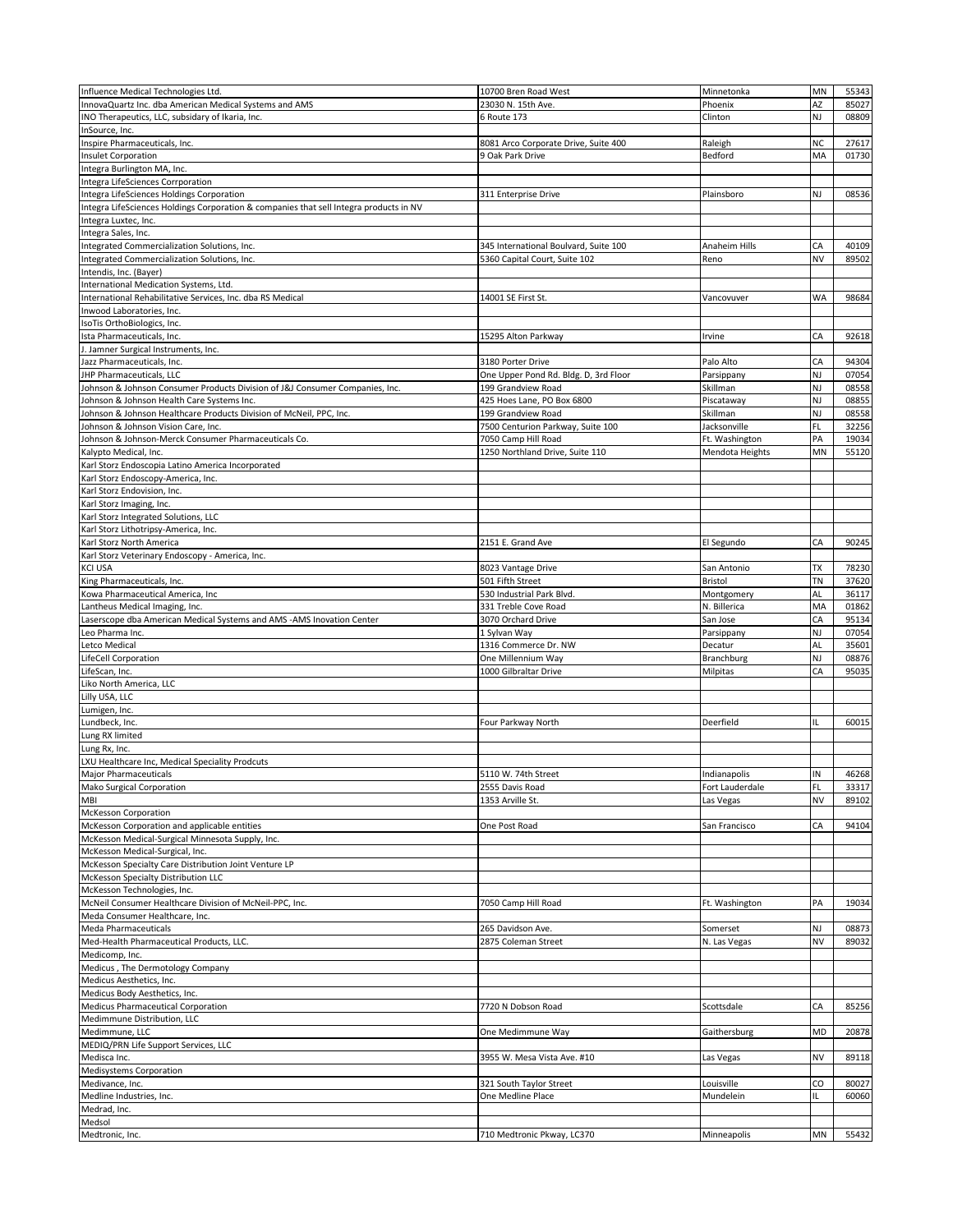| | | | | |
|---|---|---|---|---|
| Influence Medical Technologies Ltd. | 10700 Bren Road West | Minnetonka | MN | 55343 |
| InnovaQuartz Inc. dba American Medical Systems and AMS | 23030 N. 15th Ave. | Phoenix | AZ | 85027 |
| INO Therapeutics, LLC, subsidary of Ikaria, Inc. | 6 Route 173 | Clinton | NJ | 08809 |
| InSource, Inc. | | | | |
| Inspire Pharmaceuticals, Inc. | 8081 Arco Corporate Drive, Suite 400 | Raleigh | NC | 27617 |
| Insulet Corporation | 9 Oak Park Drive | Bedford | MA | 01730 |
| Integra Burlington MA, Inc. | | | | |
| Integra LifeSciences Corrporation | | | | |
| Integra LifeSciences Holdings Corporation | 311 Enterprise Drive | Plainsboro | NJ | 08536 |
| Integra LifeSciences Holdings Corporation & companies that sell Integra products in NV | | | | |
| Integra Luxtec, Inc. | | | | |
| Integra Sales, Inc. | | | | |
| Integrated Commercialization Solutions, Inc. | 345 International Boulvard, Suite 100 | Anaheim Hills | CA | 40109 |
| Integrated Commercialization Solutions, Inc. | 5360 Capital Court, Suite 102 | Reno | NV | 89502 |
| Intendis, Inc. (Bayer) | | | | |
| International Medication Systems, Ltd. | | | | |
| International Rehabilitative Services, Inc. dba RS Medical | 14001 SE First St. | Vancovuver | WA | 98684 |
| Inwood Laboratories, Inc. | | | | |
| IsoTis OrthoBiologics, Inc. | | | | |
| Ista Pharmaceuticals, Inc. | 15295 Alton Parkway | Irvine | CA | 92618 |
| J. Jamner Surgical Instruments, Inc. | | | | |
| Jazz Pharmaceuticals, Inc. | 3180 Porter Drive | Palo Alto | CA | 94304 |
| JHP Pharmaceuticals, LLC | One Upper Pond Rd. Bldg. D, 3rd Floor | Parsippany | NJ | 07054 |
| Johnson & Johnson Consumer Products Division of J&J Consumer Companies, Inc. | 199 Grandview Road | Skillman | NJ | 08558 |
| Johnson & Johnson Health Care Systems Inc. | 425 Hoes Lane, PO Box 6800 | Piscataway | NJ | 08855 |
| Johnson & Johnson Healthcare Products Division of McNeil, PPC, Inc. | 199 Grandview Road | Skillman | NJ | 08558 |
| Johnson & Johnson Vision Care, Inc. | 7500 Centurion Parkway, Suite 100 | Jacksonville | FL | 32256 |
| Johnson & Johnson-Merck Consumer Pharmaceuticals Co. | 7050 Camp Hill Road | Ft. Washington | PA | 19034 |
| Kalypto Medical, Inc. | 1250 Northland Drive, Suite 110 | Mendota Heights | MN | 55120 |
| Karl Storz Endoscopia Latino America Incorporated | | | | |
| Karl Storz Endoscopy-America, Inc. | | | | |
| Karl Storz Endovision, Inc. | | | | |
| Karl Storz Imaging, Inc. | | | | |
| Karl Storz Integrated Solutions, LLC | | | | |
| Karl Storz Lithotripsy-America, Inc. | | | | |
| Karl Storz North America | 2151 E. Grand Ave | El Segundo | CA | 90245 |
| Karl Storz Veterinary Endoscopy - America, Inc. | | | | |
| KCI USA | 8023 Vantage Drive | San Antonio | TX | 78230 |
| King Pharmaceuticals, Inc. | 501 Fifth Street | Bristol | TN | 37620 |
| Kowa Pharmaceutical America, Inc | 530 Industrial Park Blvd. | Montgomery | AL | 36117 |
| Lantheus Medical Imaging, Inc. | 331 Treble Cove Road | N. Billerica | MA | 01862 |
| Laserscope dba American Medical Systems and AMS -AMS Inovation Center | 3070 Orchard Drive | San Jose | CA | 95134 |
| Leo Pharma Inc. | 1 Sylvan Way | Parsippany | NJ | 07054 |
| Letco Medical | 1316 Commerce Dr. NW | Decatur | AL | 35601 |
| LifeCell Corporation | One Millennium Way | Branchburg | NJ | 08876 |
| LifeScan, Inc. | 1000 Gilbraltar Drive | Milpitas | CA | 95035 |
| Liko North America, LLC | | | | |
| Lilly USA, LLC | | | | |
| Lumigen, Inc. | | | | |
| Lundbeck, Inc. | Four Parkway North | Deerfield | IL | 60015 |
| Lung RX limited | | | | |
| Lung Rx, Inc. | | | | |
| LXU Healthcare Inc, Medical Speciality Prodcuts | | | | |
| Major Pharmaceuticals | 5110 W. 74th Street | Indianapolis | IN | 46268 |
| Mako Surgical Corporation | 2555 Davis Road | Fort Lauderdale | FL | 33317 |
| MBI | 1353 Arville St. | Las Vegas | NV | 89102 |
| McKesson Corporation | | | | |
| McKesson Corporation and applicable entities | One Post Road | San Francisco | CA | 94104 |
| McKesson Medical-Surgical Minnesota Supply, Inc. | | | | |
| McKesson Medical-Surgical, Inc. | | | | |
| McKesson Specialty Care Distribution Joint Venture LP | | | | |
| McKesson Specialty Distribution LLC | | | | |
| McKesson Technologies, Inc. | | | | |
| McNeil Consumer Healthcare Division of McNeil-PPC, Inc. | 7050 Camp Hill Road | Ft. Washington | PA | 19034 |
| Meda Consumer Healthcare, Inc. | | | | |
| Meda Pharmaceuticals | 265 Davidson Ave. | Somerset | NJ | 08873 |
| Med-Health Pharmaceutical Products, LLC. | 2875 Coleman Street | N. Las Vegas | NV | 89032 |
| Medicomp, Inc. | | | | |
| Medicus , The Dermotology Company | | | | |
| Medicus Aesthetics, Inc. | | | | |
| Medicus Body Aesthetics, Inc. | | | | |
| Medicus Pharmaceutical Corporation | 7720 N Dobson Road | Scottsdale | CA | 85256 |
| Medimmune Distribution, LLC | | | | |
| Medimmune, LLC | One Medimmune Way | Gaithersburg | MD | 20878 |
| MEDIQ/PRN Life Support Services, LLC | | | | |
| Medisca Inc. | 3955 W. Mesa Vista Ave. #10 | Las Vegas | NV | 89118 |
| Medisystems Corporation | | | | |
| Medivance, Inc. | 321 South Taylor Street | Louisville | CO | 80027 |
| Medline Industries, Inc. | One Medline Place | Mundelein | IL | 60060 |
| Medrad, Inc. | | | | |
| Medsol | | | | |
| Medtronic, Inc. | 710 Medtronic Pkway, LC370 | Minneapolis | MN | 55432 |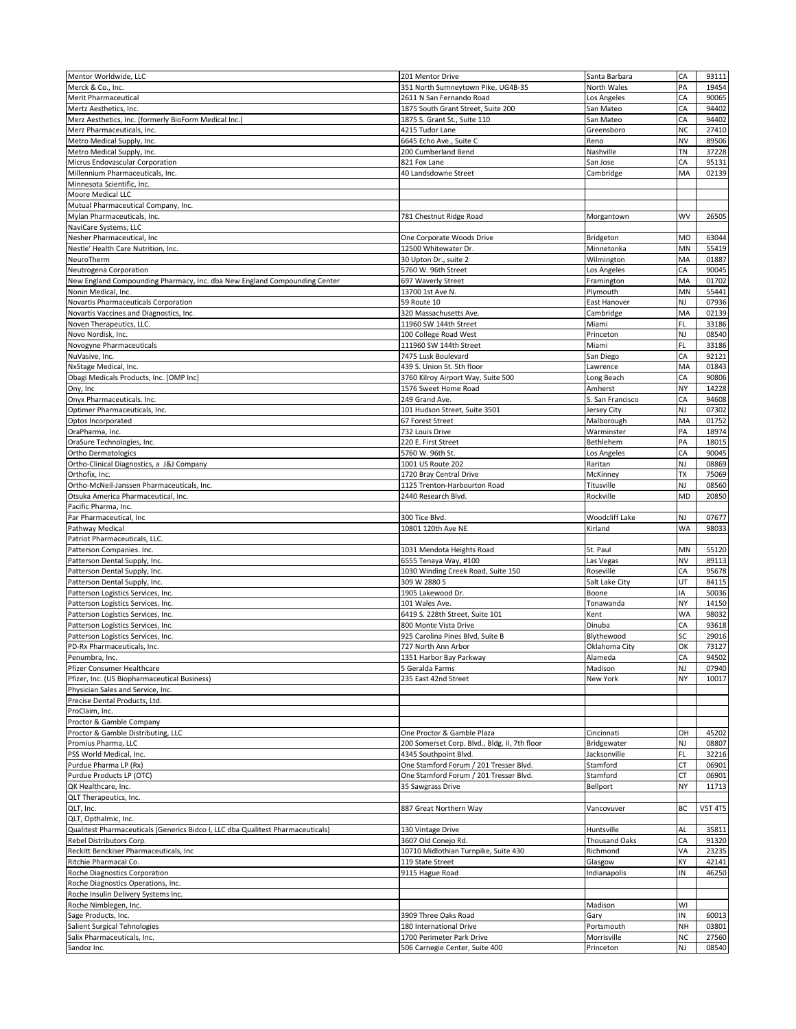| | | | | |
|---|---|---|---|---|
| Mentor Worldwide, LLC | 201 Mentor Drive | Santa Barbara | CA | 93111 |
| Merck & Co., Inc. | 351 North Sumneytown Pike, UG4B-35 | North Wales | PA | 19454 |
| Merit Pharmaceutical | 2611 N San Fernando Road | Los Angeles | CA | 90065 |
| Mertz Aesthetics, Inc. | 1875 South Grant Street, Suite 200 | San Mateo | CA | 94402 |
| Merz Aesthetics, Inc. (formerly BioForm Medical Inc.) | 1875 S. Grant St., Suite 110 | San Mateo | CA | 94402 |
| Merz Pharmaceuticals, Inc. | 4215 Tudor Lane | Greensboro | NC | 27410 |
| Metro Medical Supply, Inc. | 6645 Echo Ave., Suite C | Reno | NV | 89506 |
| Metro Medical Supply, Inc. | 200 Cumberland Bend | Nashville | TN | 37228 |
| Micrus Endovascular Corporation | 821 Fox Lane | San Jose | CA | 95131 |
| Millennium Pharmaceuticals, Inc. | 40 Landsdowne Street | Cambridge | MA | 02139 |
| Minnesota Scientific, Inc. | | | | |
| Moore Medical LLC | | | | |
| Mutual Pharmaceutical Company, Inc. | | | | |
| Mylan Pharmaceuticals, Inc. | 781 Chestnut Ridge Road | Morgantown | WV | 26505 |
| NaviCare Systems, LLC | | | | |
| Nesher Pharmaceutical, Inc | One Corporate Woods Drive | Bridgeton | MO | 63044 |
| Nestle' Health Care Nutrition, Inc. | 12500 Whitewater Dr. | Minnetonka | MN | 55419 |
| NeuroTherm | 30 Upton Dr., suite 2 | Wilmington | MA | 01887 |
| Neutrogena Corporation | 5760 W. 96th Street | Los Angeles | CA | 90045 |
| New England Compounding Pharmacy, Inc. dba New England Compounding Center | 697 Waverly Street | Framington | MA | 01702 |
| Nonin Medical, Inc. | 13700 1st Ave N. | Plymouth | MN | 55441 |
| Novartis Pharmaceuticals Corporation | 59 Route 10 | East Hanover | NJ | 07936 |
| Novartis Vaccines and Diagnostics, Inc. | 320 Massachusetts Ave. | Cambridge | MA | 02139 |
| Noven Therapeutics, LLC. | 11960 SW 144th Street | Miami | FL | 33186 |
| Novo Nordisk, Inc. | 100 College Road West | Princeton | NJ | 08540 |
| Novogyne Pharmaceuticals | 111960 SW 144th Street | Miami | FL | 33186 |
| NuVasive, Inc. | 7475 Lusk Boulevard | San Diego | CA | 92121 |
| NxStage Medical, Inc. | 439 S. Union St. 5th floor | Lawrence | MA | 01843 |
| Obagi Medicals Products, Inc. [OMP Inc] | 3760 Kilroy Airport Way, Suite 500 | Long Beach | CA | 90806 |
| Ony, Inc | 1576 Sweet Home Road | Amherst | NY | 14228 |
| Onyx Pharmaceuticals. Inc. | 249 Grand Ave. | S. San Francisco | CA | 94608 |
| Optimer Pharmaceuticals, Inc. | 101 Hudson Street, Suite 3501 | Jersey City | NJ | 07302 |
| Optos Incorporated | 67 Forest Street | Malborough | MA | 01752 |
| OraPharma, Inc. | 732 Louis Drive | Warminster | PA | 18974 |
| OraSure Technologies, Inc. | 220 E. First Street | Bethlehem | PA | 18015 |
| Ortho Dermatologics | 5760 W. 96th St. | Los Angeles | CA | 90045 |
| Ortho-Clinical Diagnostics, a J&J Company | 1001 US Route 202 | Raritan | NJ | 08869 |
| Orthofix, Inc. | 1720 Bray Central Drive | McKinney | TX | 75069 |
| Ortho-McNeil-Janssen Pharmaceuticals, Inc. | 1125 Trenton-Harbourton Road | Titusville | NJ | 08560 |
| Otsuka America Pharmaceutical, Inc. | 2440 Research Blvd. | Rockville | MD | 20850 |
| Pacific Pharma, Inc. | | | | |
| Par Pharmaceutical, Inc | 300 Tice Blvd. | Woodcliff Lake | NJ | 07677 |
| Pathway Medical | 10801 120th Ave NE | Kirland | WA | 98033 |
| Patriot Pharmaceuticals, LLC. | | | | |
| Patterson Companies. Inc. | 1031 Mendota Heights Road | St. Paul | MN | 55120 |
| Patterson Dental Supply, Inc. | 6555 Tenaya Way, #100 | Las Vegas | NV | 89113 |
| Patterson Dental Supply, Inc. | 1030 Winding Creek Road, Suite 150 | Roseville | CA | 95678 |
| Patterson Dental Supply, Inc. | 309 W 2880 S | Salt Lake City | UT | 84115 |
| Patterson Logistics Services, Inc. | 1905 Lakewood Dr. | Boone | IA | 50036 |
| Patterson Logistics Services, Inc. | 101 Wales Ave. | Tonawanda | NY | 14150 |
| Patterson Logistics Services, Inc. | 6419 S. 228th Street, Suite 101 | Kent | WA | 98032 |
| Patterson Logistics Services, Inc. | 800 Monte Vista Drive | Dinuba | CA | 93618 |
| Patterson Logistics Services, Inc. | 925 Carolina Pines Blvd, Suite B | Blythewood | SC | 29016 |
| PD-Rx Pharmaceuticals, Inc. | 727 North Ann Arbor | Oklahoma City | OK | 73127 |
| Penumbra, Inc. | 1351 Harbor Bay Parkway | Alameda | CA | 94502 |
| Pfizer Consumer Healthcare | 5 Geralda Farms | Madison | NJ | 07940 |
| Pfizer, Inc. (US Biopharmaceutical Business) | 235 East 42nd Street | New York | NY | 10017 |
| Physician Sales and Service, Inc. | | | | |
| Precise Dental Products, Ltd. | | | | |
| ProClaim, Inc. | | | | |
| Proctor & Gamble Company | | | | |
| Proctor & Gamble Distributing, LLC | One Proctor & Gamble Plaza | Cincinnati | OH | 45202 |
| Promius Pharma, LLC | 200 Somerset Corp. Blvd., Bldg. II, 7th floor | Bridgewater | NJ | 08807 |
| PSS World Medical, Inc. | 4345 Southpoint Blvd. | Jacksonville | FL | 32216 |
| Purdue Pharma LP (Rx) | One Stamford Forum / 201 Tresser Blvd. | Stamford | CT | 06901 |
| Purdue Products LP (OTC) | One Stamford Forum / 201 Tresser Blvd. | Stamford | CT | 06901 |
| QK Healthcare, Inc. | 35 Sawgrass Drive | Bellport | NY | 11713 |
| QLT Therapeutics, Inc. | | | | |
| QLT, Inc. | 887 Great Northern Way | Vancovuver | BC | V5T 4T5 |
| QLT, Opthalmic, Inc. | | | | |
| Qualitest Pharmaceuticals (Generics Bidco I, LLC dba Qualitest Pharmaceuticals) | 130 Vintage Drive | Huntsville | AL | 35811 |
| Rebel Distributors Corp. | 3607 Old Conejo Rd. | Thousand Oaks | CA | 91320 |
| Reckitt Benckiser Pharmaceuticals, Inc | 10710 Midlothian Turnpike, Suite 430 | Richmond | VA | 23235 |
| Ritchie Pharmacal Co. | 119 State Street | Glasgow | KY | 42141 |
| Roche Diagnostics Corporation | 9115 Hague Road | Indianapolis | IN | 46250 |
| Roche Diagnostics Operations, Inc. | | | | |
| Roche Insulin Delivery Systems Inc. | | | | |
| Roche Nimblegen, Inc. | | Madison | WI | |
| Sage Products, Inc. | 3909 Three Oaks Road | Gary | IN | 60013 |
| Salient Surgical Tehnologies | 180 International Drive | Portsmouth | NH | 03801 |
| Salix Pharmaceuticals, Inc. | 1700 Perimeter Park Drive | Morrisville | NC | 27560 |
| Sandoz Inc. | 506 Carnegie Center, Suite 400 | Princeton | NJ | 08540 |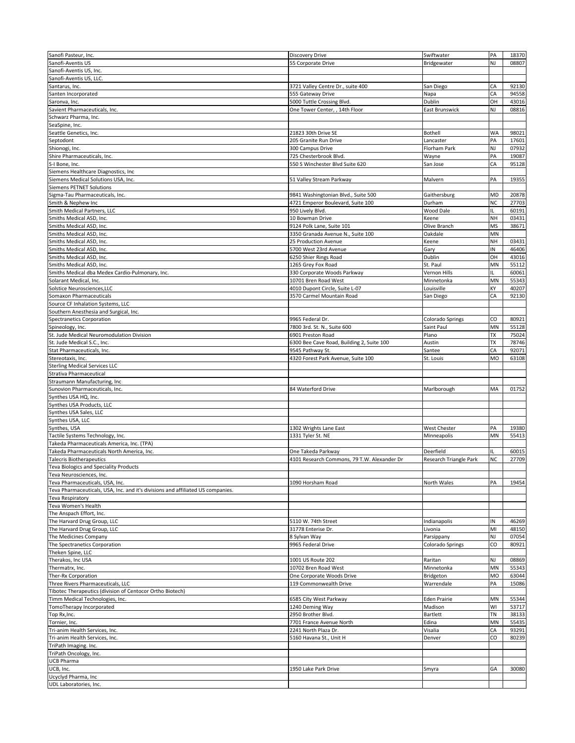| | | | | |
|---|---|---|---|---|
| Sanofi Pasteur, Inc. | Discovery Drive | Swiftwater | PA | 18370 |
| Sanofi-Aventis US | 55 Corporate Drive | Bridgewater | NJ | 08807 |
| Sanofi-Aventis US, Inc. | | | | |
| Sanofi-Aventis US, LLC. | | | | |
| Santarus, Inc. | 3721 Valley Centre Dr., suite 400 | San Diego | CA | 92130 |
| Santen Incorporated | 555 Gateway Drive | Napa | CA | 94558 |
| Saronva, Inc. | 5000 Tuttle Crossing Blvd. | Dublin | OH | 43016 |
| Savient Pharmaceuticals, Inc. | One Tower Center, , 14th Floor | East Brunswick | NJ | 08816 |
| Schwarz Pharma, Inc. | | | | |
| SeaSpine, Inc. | | | | |
| Seattle Genetics, Inc. | 21823 30th Drive SE | Bothell | WA | 98021 |
| Septodont | 205 Granite Run Drive | Lancaster | PA | 17601 |
| Shionogi, Inc. | 300 Campus Drive | Florham Park | NJ | 07932 |
| Shire Pharmaceuticals, Inc. | 725 Chesterbrook Blvd. | Wayne | PA | 19087 |
| S-I Bone, Inc. | 550 S Winchester Blvd Suite 620 | San Jose | CA | 95128 |
| Siemens Healthcare Diagnostics, Inc | | | | |
| Siemens Medical Solutions USA, Inc. | 51 Valley Stream Parkway | Malvern | PA | 19355 |
| Siemens PETNET Solutions | | | | |
| Sigma-Tau Pharmaceuticals, Inc. | 9841 Washingtonian Blvd., Suite 500 | Gaithersburg | MD | 20878 |
| Smith & Nephew Inc | 4721 Emperor Boulevard, Suite 100 | Durham | NC | 27703 |
| Smith Medical Partners, LLC | 950 Lively Blvd. | Wood Dale | IL | 60191 |
| Smiths Medical ASD, Inc. | 10 Bowman Drive | Keene | NH | 03431 |
| Smiths Medical ASD, Inc. | 9124 Polk Lane, Suite 101 | Olive Branch | MS | 38671 |
| Smiths Medical ASD, Inc. | 3350 Granada Avenue N., Suite 100 | Oakdale | MN | |
| Smiths Medical ASD, Inc. | 25 Production Avenue | Keene | NH | 03431 |
| Smiths Medical ASD, Inc. | 5700 West 23rd Avenue | Gary | IN | 46406 |
| Smiths Medical ASD, Inc. | 6250 Shier Rings Road | Dublin | OH | 43016 |
| Smiths Medical ASD, Inc. | 1265 Grey Fox Road | St. Paul | MN | 55112 |
| Smiths Medical dba Medex Cardio-Pulmonary, Inc. | 330 Corporate Woods Parkway | Vernon Hills | IL | 60061 |
| Solarant Medical, Inc. | 10701 Bren Road West | Minnetonka | MN | 55343 |
| Solstice Neurosciences,LLC | 4010 Dupont Circle, Suite L-07 | Louisville | KY | 40207 |
| Somaxon Pharmaceuticals | 3570 Carmel Mountain Road | San Diego | CA | 92130 |
| Source CF Inhalation Systems, LLC | | | | |
| Southern Anesthesia and Surgical, Inc. | | | | |
| Spectranetics Corporation | 9965 Federal Dr. | Colorado Springs | CO | 80921 |
| Spineology, Inc. | 7800 3rd. St. N., Suite 600 | Saint Paul | MN | 55128 |
| St. Jude Medical Neuromodulation Division | 6901 Preston Road | Plano | TX | 75024 |
| St. Jude Medical S.C., Inc. | 6300 Bee Cave Road, Building 2, Suite 100 | Austin | TX | 78746 |
| Stat Pharmaceuticals, Inc. | 9545 Pathway St. | Santee | CA | 92071 |
| Stereotaxis, Inc. | 4320 Forest Park Avenue, Suite 100 | St. Louis | MO | 63108 |
| Sterling Medical Services LLC | | | | |
| Strativa Pharmaceutical | | | | |
| Straumann Manufacturing, Inc | | | | |
| Sunovion Pharmaceuticals, Inc. | 84 Waterford Drive | Marlborough | MA | 01752 |
| Synthes USA HQ, Inc. | | | | |
| Synthes USA Products, LLC | | | | |
| Synthes USA Sales, LLC | | | | |
| Synthes USA, LLC | | | | |
| Synthes, USA | 1302 Wrights Lane East | West Chester | PA | 19380 |
| Tactile Systems Technology, Inc. | 1331 Tyler St. NE | Minneapolis | MN | 55413 |
| Takeda Pharmaceuticals America, Inc. (TPA) | | | | |
| Takeda Pharmaceuticals North America, Inc. | One Takeda Parkway | Deerfield | IL | 60015 |
| Talecris Biotherapeutics | 4101 Research Commons, 79 T.W. Alexander Dr | Research Triangle Park | NC | 27709 |
| Teva Biologics and Speciality Products | | | | |
| Teva Neurosciences, Inc. | | | | |
| Teva Pharmaceuticals, USA, Inc. | 1090 Horsham Road | North Wales | PA | 19454 |
| Teva Pharmaceuticals, USA, Inc. and it's divisions and affiliated US companies. | | | | |
| Teva Respiratory | | | | |
| Teva Women's Health | | | | |
| The Anspach Effort, Inc. | | | | |
| The Harvard Drug Group, LLC | 5110 W. 74th Street | Indianapolis | IN | 46269 |
| The Harvard Drug Group, LLC | 31778 Enterise Dr. | Livonia | MI | 48150 |
| The Medicines Company | 8 Sylvan Way | Parsippany | NJ | 07054 |
| The Spectranetics Corporation | 9965 Federal Drive | Colorado Springs | CO | 80921 |
| Theken Spine, LLC | | | | |
| Therakos, Inc USA | 1001 US Route 202 | Raritan | NJ | 08869 |
| Thermatrx, Inc. | 10702 Bren Road West | Minnetonka | MN | 55343 |
| Ther-Rx Corporation | One Corporate Woods Drive | Bridgeton | MO | 63044 |
| Three Rivers Pharmaceuticals, LLC | 119 Commonwealth Drive | Warrendale | PA | 15086 |
| Tibotec Therapeutics (division of Centocor Ortho Biotech) | | | | |
| Timm Medical Technologies, Inc. | 6585 City West Parkway | Eden Prairie | MN | 55344 |
| TomoTherapy Incorporated | 1240 Deming Way | Madison | WI | 53717 |
| Top Rx,Inc. | 2950 Brother Blvd. | Bartlett | TN | 38133 |
| Tornier, Inc. | 7701 France Avenue North | Edina | MN | 55435 |
| Tri-anim Health Services, Inc. | 2241 North Plaza Dr. | Visalia | CA | 93291 |
| Tri-anim Health Services, Inc. | 5160 Havana St., Unit H | Denver | CO | 80239 |
| TriPath Imaging. Inc. | | | | |
| TriPath Oncology, Inc. | | | | |
| UCB Pharma | | | | |
| UCB, Inc. | 1950 Lake Park Drive | Smyra | GA | 30080 |
| Ucyclyd Pharma, Inc | | | | |
| UDL Laboratories, Inc. | | | | |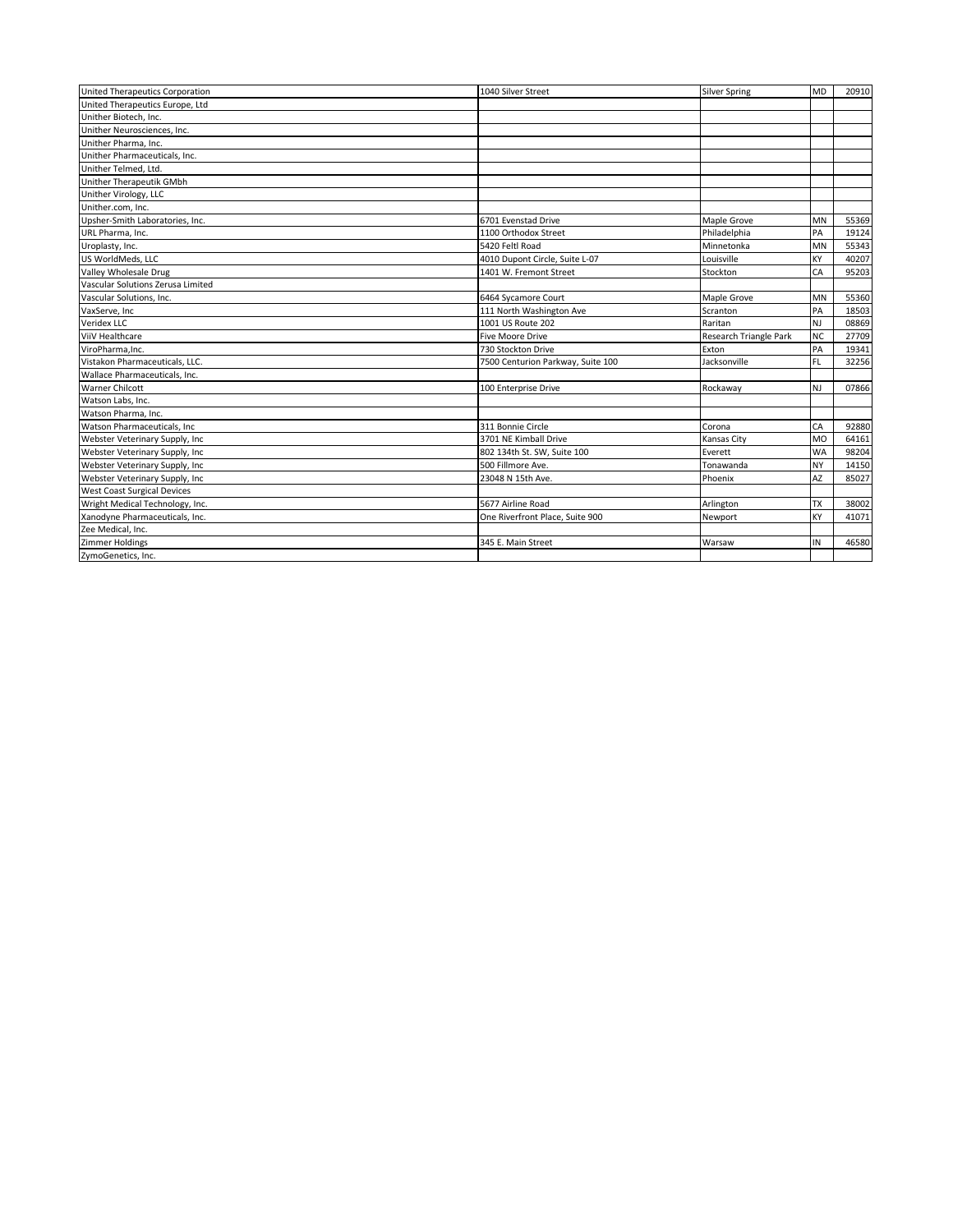| | | | | |
|---|---|---|---|---|
| United Therapeutics Corporation | 1040 Silver Street | Silver Spring | MD | 20910 |
| United Therapeutics Europe, Ltd | | | | |
| Unither Biotech, Inc. | | | | |
| Unither Neurosciences, Inc. | | | | |
| Unither Pharma, Inc. | | | | |
| Unither Pharmaceuticals, Inc. | | | | |
| Unither Telmed, Ltd. | | | | |
| Unither Therapeutik GMbh | | | | |
| Unither Virology, LLC | | | | |
| Unither.com, Inc. | | | | |
| Upsher-Smith Laboratories, Inc. | 6701 Evenstad Drive | Maple Grove | MN | 55369 |
| URL Pharma, Inc. | 1100 Orthodox Street | Philadelphia | PA | 19124 |
| Uroplasty, Inc. | 5420 Feltl Road | Minnetonka | MN | 55343 |
| US WorldMeds, LLC | 4010 Dupont Circle, Suite L-07 | Louisville | KY | 40207 |
| Valley Wholesale Drug | 1401 W. Fremont Street | Stockton | CA | 95203 |
| Vascular Solutions Zerusa Limited | | | | |
| Vascular Solutions, Inc. | 6464 Sycamore Court | Maple Grove | MN | 55360 |
| VaxServe, Inc | 111 North Washington Ave | Scranton | PA | 18503 |
| Veridex LLC | 1001 US Route 202 | Raritan | NJ | 08869 |
| ViiV Healthcare | Five Moore Drive | Research Triangle Park | NC | 27709 |
| ViroPharma,Inc. | 730 Stockton Drive | Exton | PA | 19341 |
| Vistakon Pharmaceuticals, LLC. | 7500 Centurion Parkway, Suite 100 | Jacksonville | FL | 32256 |
| Wallace Pharmaceuticals, Inc. | | | | |
| Warner Chilcott | 100 Enterprise Drive | Rockaway | NJ | 07866 |
| Watson Labs, Inc. | | | | |
| Watson Pharma, Inc. | | | | |
| Watson Pharmaceuticals, Inc | 311 Bonnie Circle | Corona | CA | 92880 |
| Webster Veterinary Supply, Inc | 3701 NE Kimball Drive | Kansas City | MO | 64161 |
| Webster Veterinary Supply, Inc | 802 134th St. SW, Suite 100 | Everett | WA | 98204 |
| Webster Veterinary Supply, Inc | 500 Fillmore Ave. | Tonawanda | NY | 14150 |
| Webster Veterinary Supply, Inc | 23048 N 15th Ave. | Phoenix | AZ | 85027 |
| West Coast Surgical Devices | | | | |
| Wright Medical Technology, Inc. | 5677 Airline Road | Arlington | TX | 38002 |
| Xanodyne Pharmaceuticals, Inc. | One Riverfront Place, Suite 900 | Newport | KY | 41071 |
| Zee Medical, Inc. | | | | |
| Zimmer Holdings | 345 E. Main Street | Warsaw | IN | 46580 |
| ZymoGenetics, Inc. | | | | |